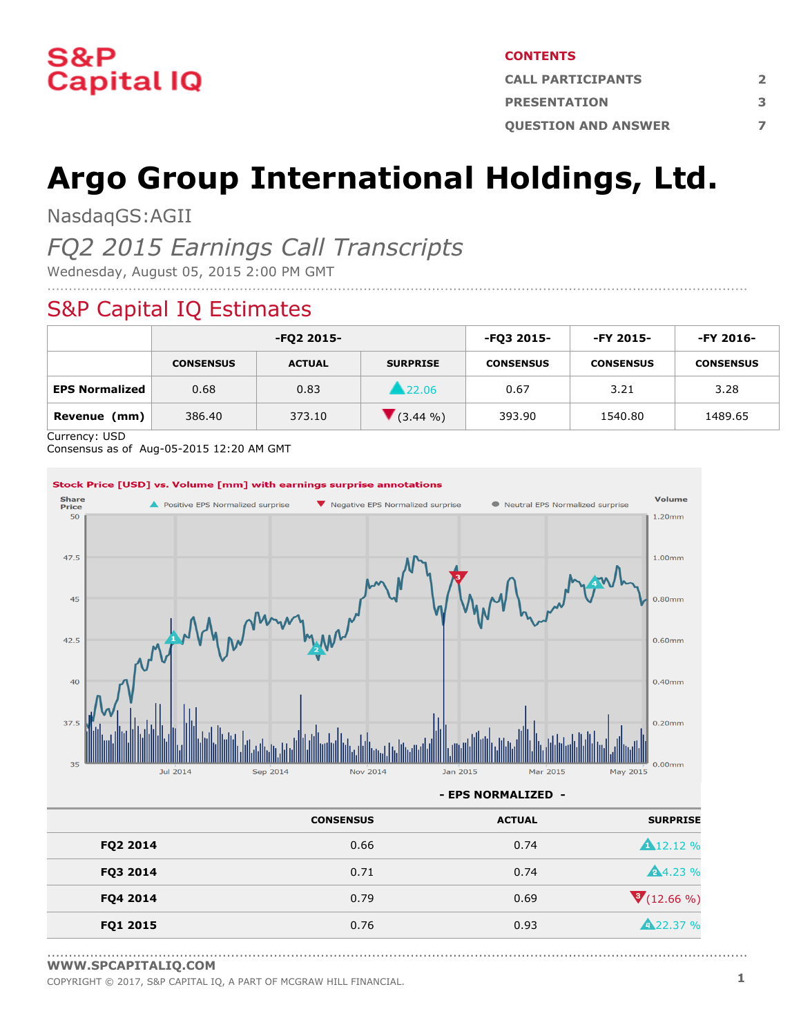S&P Capital IQ

**CONTENTS**

| | |
|---|---|
| CALL PARTICIPANTS | 2 |
| PRESENTATION | 3 |
| QUESTION AND ANSWER | 7 |

# Argo Group International Holdings, Ltd.

NasdaqGS:AGII

*FQ2 2015 Earnings Call Transcripts*

Wednesday, August 05, 2015 2:00 PM GMT

## S&P Capital IQ Estimates

| | -FQ2 2015- | | | -FQ3 2015- | -FY 2015- | -FY 2016- |
|---|---|---|---|---|---|---|
| | CONSENSUS | ACTUAL | SURPRISE | CONSENSUS | CONSENSUS | CONSENSUS |
| **EPS Normalized** | 0.68 | 0.83 | ▲22.06 | 0.67 | 3.21 | 3.28 |
| **Revenue (mm)** | 386.40 | 373.10 | ▼(3.44 %) | 393.90 | 1540.80 | 1489.65 |

Currency: USD
Consensus as of Aug-05-2015 12:20 AM GMT

**Stock Price [USD] vs. Volume [mm] with earnings surprise annotations**

**- EPS NORMALIZED -**

| | CONSENSUS | ACTUAL | SURPRISE |
|---|---|---|---|
| **FQ2 2014** | 0.66 | 0.74 | ▲12.12 % |
| **FQ3 2014** | 0.71 | 0.74 | ▲4.23 % |
| **FQ4 2014** | 0.79 | 0.69 | ▼(12.66 %) |
| **FQ1 2015** | 0.76 | 0.93 | ▲22.37 % |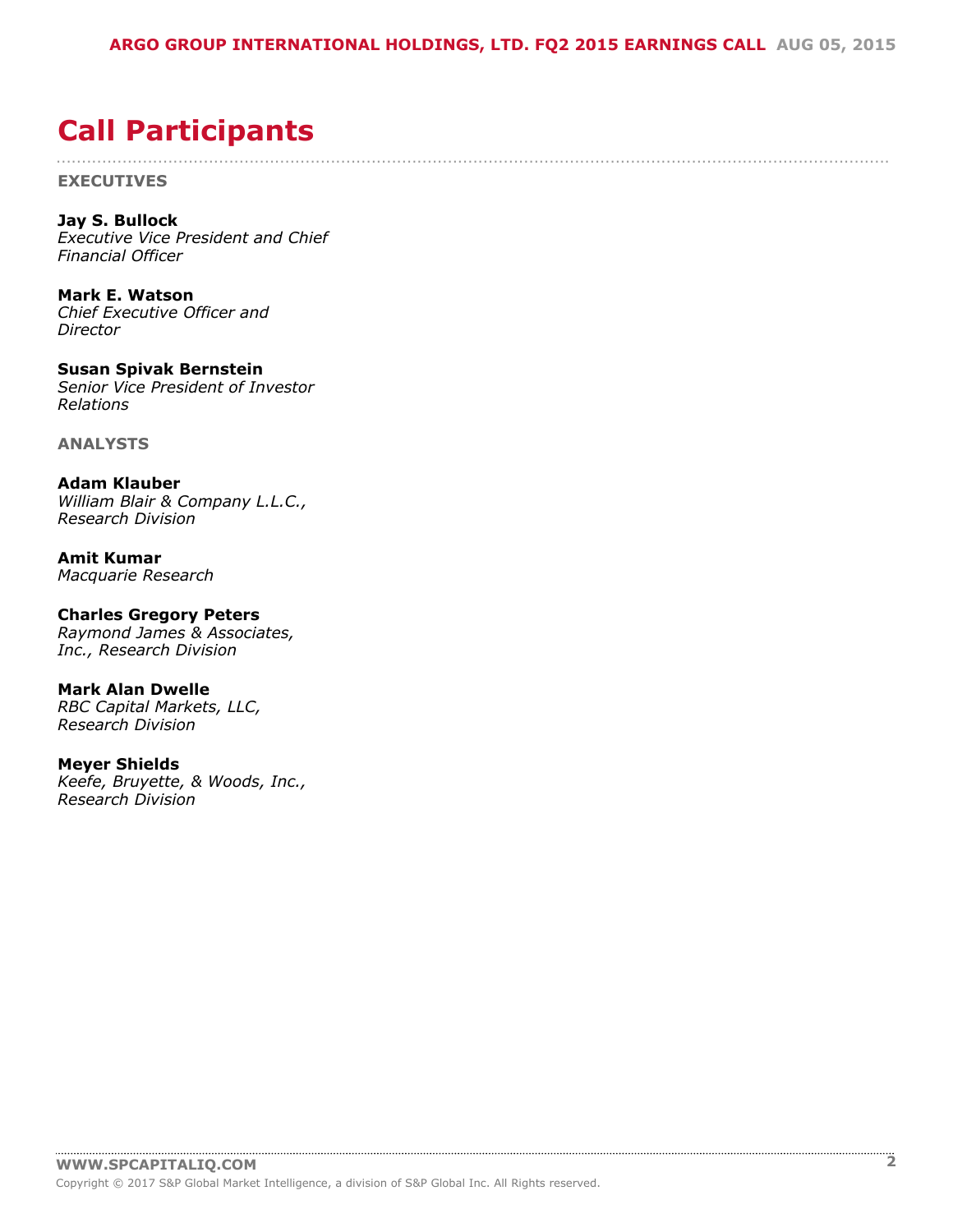# Call Participants

## EXECUTIVES

**Jay S. Bullock**
*Executive Vice President and Chief Financial Officer*

**Mark E. Watson**
*Chief Executive Officer and Director*

**Susan Spivak Bernstein**
*Senior Vice President of Investor Relations*

## ANALYSTS

**Adam Klauber**
*William Blair & Company L.L.C., Research Division*

**Amit Kumar**
*Macquarie Research*

**Charles Gregory Peters**
*Raymond James & Associates, Inc., Research Division*

**Mark Alan Dwelle**
*RBC Capital Markets, LLC, Research Division*

**Meyer Shields**
*Keefe, Bruyette, & Woods, Inc., Research Division*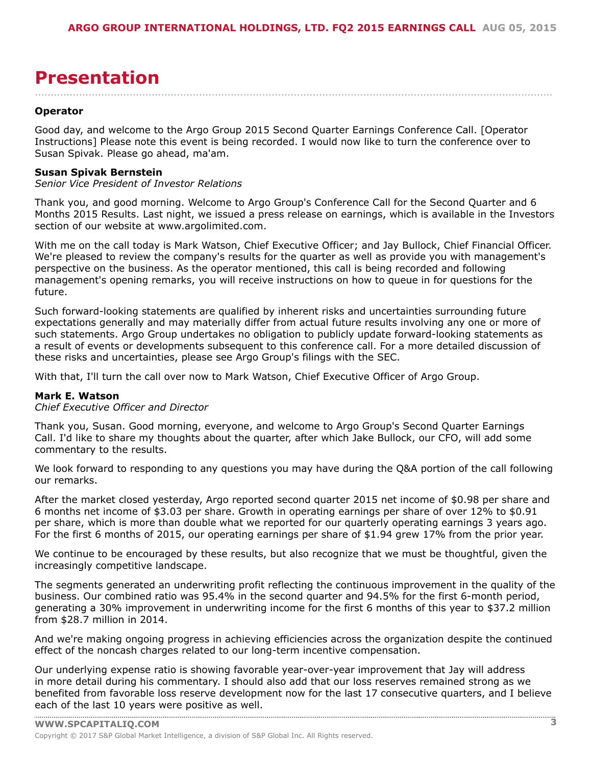# Presentation

**Operator**

Good day, and welcome to the Argo Group 2015 Second Quarter Earnings Conference Call. [Operator Instructions] Please note this event is being recorded. I would now like to turn the conference over to Susan Spivak. Please go ahead, ma'am.

**Susan Spivak Bernstein**
*Senior Vice President of Investor Relations*

Thank you, and good morning. Welcome to Argo Group's Conference Call for the Second Quarter and 6 Months 2015 Results. Last night, we issued a press release on earnings, which is available in the Investors section of our website at www.argolimited.com.

With me on the call today is Mark Watson, Chief Executive Officer; and Jay Bullock, Chief Financial Officer. We're pleased to review the company's results for the quarter as well as provide you with management's perspective on the business. As the operator mentioned, this call is being recorded and following management's opening remarks, you will receive instructions on how to queue in for questions for the future.

Such forward-looking statements are qualified by inherent risks and uncertainties surrounding future expectations generally and may materially differ from actual future results involving any one or more of such statements. Argo Group undertakes no obligation to publicly update forward-looking statements as a result of events or developments subsequent to this conference call. For a more detailed discussion of these risks and uncertainties, please see Argo Group's filings with the SEC.

With that, I'll turn the call over now to Mark Watson, Chief Executive Officer of Argo Group.

**Mark E. Watson**
*Chief Executive Officer and Director*

Thank you, Susan. Good morning, everyone, and welcome to Argo Group's Second Quarter Earnings Call. I'd like to share my thoughts about the quarter, after which Jake Bullock, our CFO, will add some commentary to the results.

We look forward to responding to any questions you may have during the Q&A portion of the call following our remarks.

After the market closed yesterday, Argo reported second quarter 2015 net income of $0.98 per share and 6 months net income of $3.03 per share. Growth in operating earnings per share of over 12% to $0.91 per share, which is more than double what we reported for our quarterly operating earnings 3 years ago. For the first 6 months of 2015, our operating earnings per share of $1.94 grew 17% from the prior year.

We continue to be encouraged by these results, but also recognize that we must be thoughtful, given the increasingly competitive landscape.

The segments generated an underwriting profit reflecting the continuous improvement in the quality of the business. Our combined ratio was 95.4% in the second quarter and 94.5% for the first 6-month period, generating a 30% improvement in underwriting income for the first 6 months of this year to $37.2 million from $28.7 million in 2014.

And we're making ongoing progress in achieving efficiencies across the organization despite the continued effect of the noncash charges related to our long-term incentive compensation.

Our underlying expense ratio is showing favorable year-over-year improvement that Jay will address in more detail during his commentary. I should also add that our loss reserves remained strong as we benefited from favorable loss reserve development now for the last 17 consecutive quarters, and I believe each of the last 10 years were positive as well.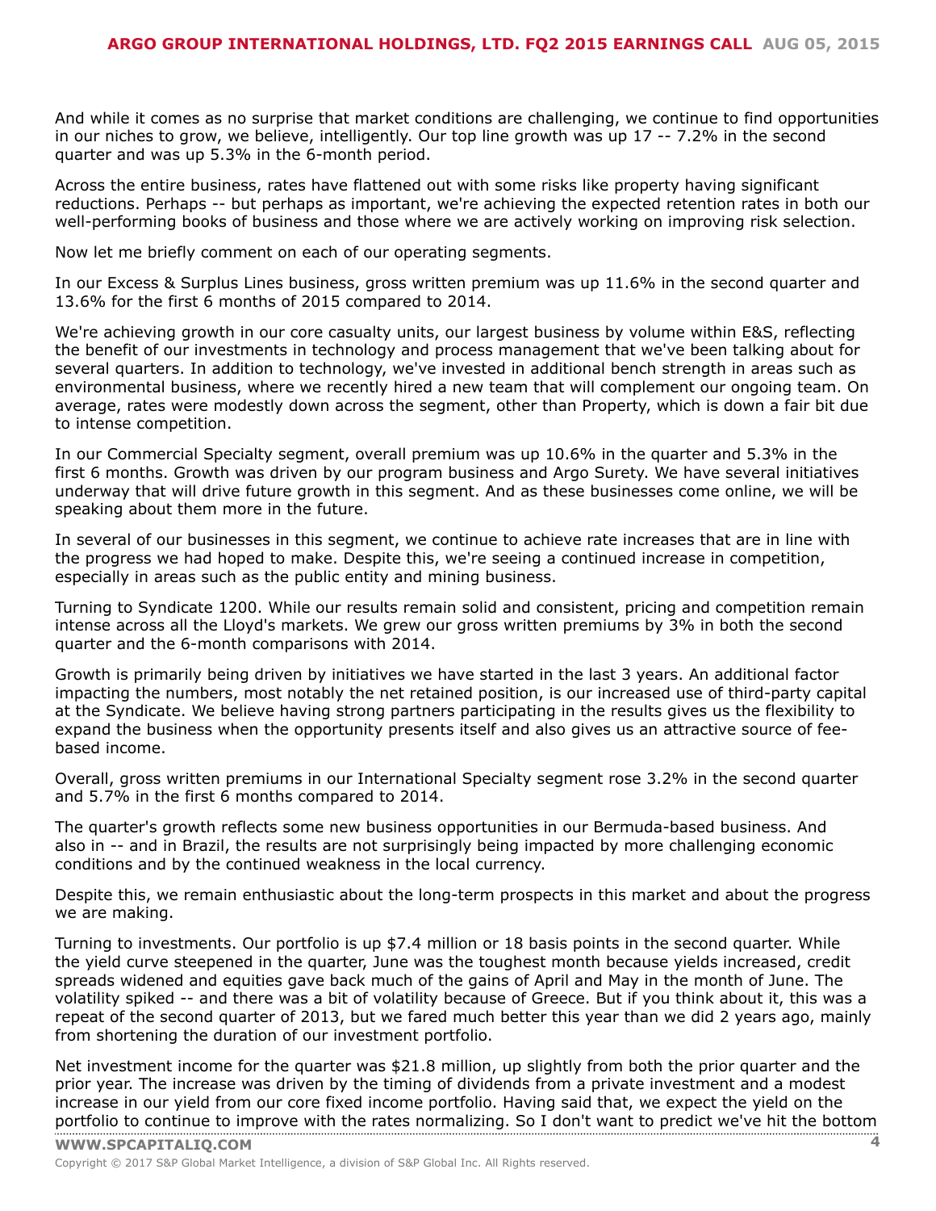And while it comes as no surprise that market conditions are challenging, we continue to find opportunities in our niches to grow, we believe, intelligently. Our top line growth was up 17 -- 7.2% in the second quarter and was up 5.3% in the 6-month period.

Across the entire business, rates have flattened out with some risks like property having significant reductions. Perhaps -- but perhaps as important, we're achieving the expected retention rates in both our well-performing books of business and those where we are actively working on improving risk selection.

Now let me briefly comment on each of our operating segments.

In our Excess & Surplus Lines business, gross written premium was up 11.6% in the second quarter and 13.6% for the first 6 months of 2015 compared to 2014.

We're achieving growth in our core casualty units, our largest business by volume within E&S, reflecting the benefit of our investments in technology and process management that we've been talking about for several quarters. In addition to technology, we've invested in additional bench strength in areas such as environmental business, where we recently hired a new team that will complement our ongoing team. On average, rates were modestly down across the segment, other than Property, which is down a fair bit due to intense competition.

In our Commercial Specialty segment, overall premium was up 10.6% in the quarter and 5.3% in the first 6 months. Growth was driven by our program business and Argo Surety. We have several initiatives underway that will drive future growth in this segment. And as these businesses come online, we will be speaking about them more in the future.

In several of our businesses in this segment, we continue to achieve rate increases that are in line with the progress we had hoped to make. Despite this, we're seeing a continued increase in competition, especially in areas such as the public entity and mining business.

Turning to Syndicate 1200. While our results remain solid and consistent, pricing and competition remain intense across all the Lloyd's markets. We grew our gross written premiums by 3% in both the second quarter and the 6-month comparisons with 2014.

Growth is primarily being driven by initiatives we have started in the last 3 years. An additional factor impacting the numbers, most notably the net retained position, is our increased use of third-party capital at the Syndicate. We believe having strong partners participating in the results gives us the flexibility to expand the business when the opportunity presents itself and also gives us an attractive source of fee-based income.

Overall, gross written premiums in our International Specialty segment rose 3.2% in the second quarter and 5.7% in the first 6 months compared to 2014.

The quarter's growth reflects some new business opportunities in our Bermuda-based business. And also in -- and in Brazil, the results are not surprisingly being impacted by more challenging economic conditions and by the continued weakness in the local currency.

Despite this, we remain enthusiastic about the long-term prospects in this market and about the progress we are making.

Turning to investments. Our portfolio is up $7.4 million or 18 basis points in the second quarter. While the yield curve steepened in the quarter, June was the toughest month because yields increased, credit spreads widened and equities gave back much of the gains of April and May in the month of June. The volatility spiked -- and there was a bit of volatility because of Greece. But if you think about it, this was a repeat of the second quarter of 2013, but we fared much better this year than we did 2 years ago, mainly from shortening the duration of our investment portfolio.

Net investment income for the quarter was $21.8 million, up slightly from both the prior quarter and the prior year. The increase was driven by the timing of dividends from a private investment and a modest increase in our yield from our core fixed income portfolio. Having said that, we expect the yield on the portfolio to continue to improve with the rates normalizing. So I don't want to predict we've hit the bottom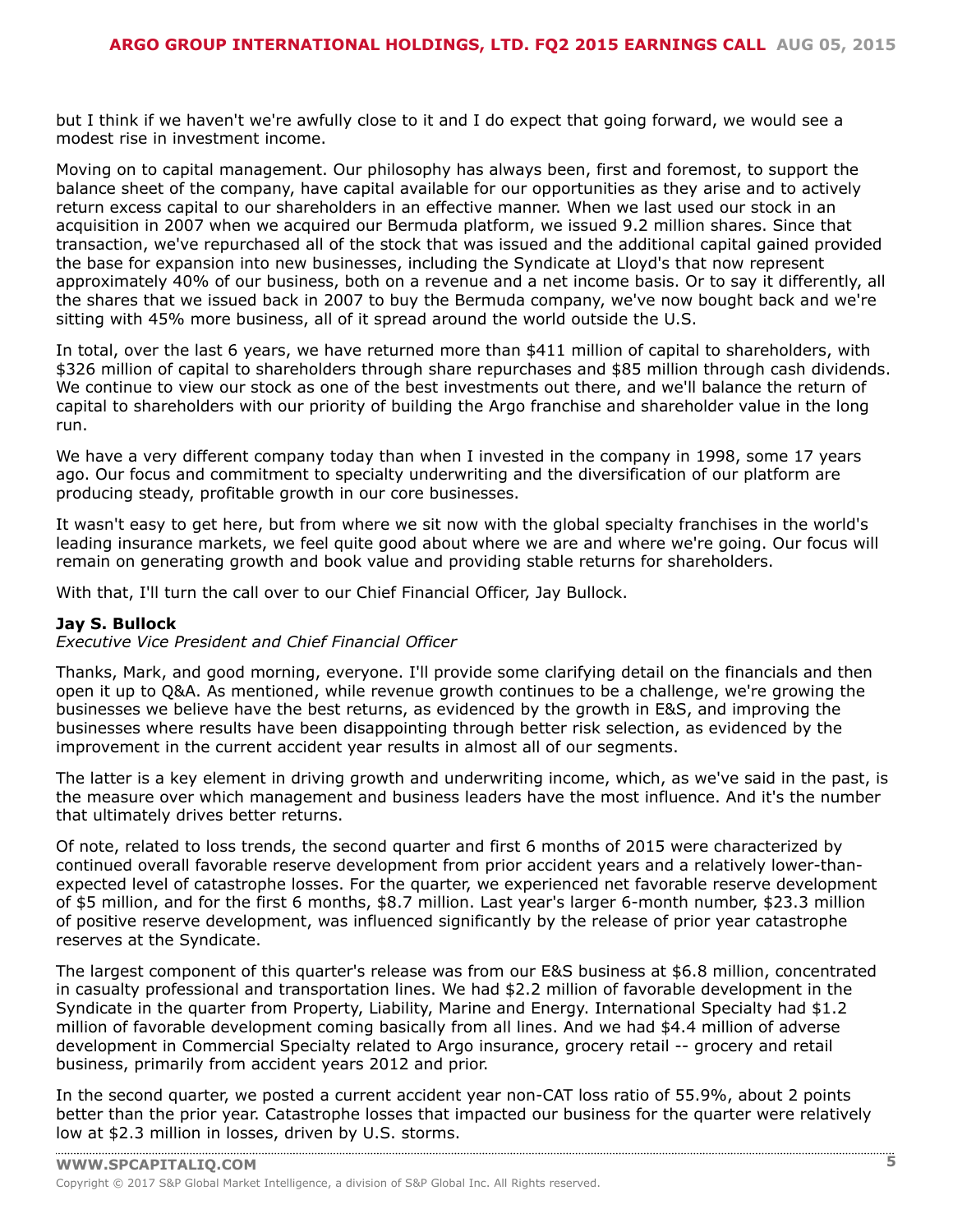but I think if we haven't we're awfully close to it and I do expect that going forward, we would see a modest rise in investment income.

Moving on to capital management. Our philosophy has always been, first and foremost, to support the balance sheet of the company, have capital available for our opportunities as they arise and to actively return excess capital to our shareholders in an effective manner. When we last used our stock in an acquisition in 2007 when we acquired our Bermuda platform, we issued 9.2 million shares. Since that transaction, we've repurchased all of the stock that was issued and the additional capital gained provided the base for expansion into new businesses, including the Syndicate at Lloyd's that now represent approximately 40% of our business, both on a revenue and a net income basis. Or to say it differently, all the shares that we issued back in 2007 to buy the Bermuda company, we've now bought back and we're sitting with 45% more business, all of it spread around the world outside the U.S.

In total, over the last 6 years, we have returned more than $411 million of capital to shareholders, with $326 million of capital to shareholders through share repurchases and $85 million through cash dividends. We continue to view our stock as one of the best investments out there, and we'll balance the return of capital to shareholders with our priority of building the Argo franchise and shareholder value in the long run.

We have a very different company today than when I invested in the company in 1998, some 17 years ago. Our focus and commitment to specialty underwriting and the diversification of our platform are producing steady, profitable growth in our core businesses.

It wasn't easy to get here, but from where we sit now with the global specialty franchises in the world's leading insurance markets, we feel quite good about where we are and where we're going. Our focus will remain on generating growth and book value and providing stable returns for shareholders.

With that, I'll turn the call over to our Chief Financial Officer, Jay Bullock.

**Jay S. Bullock**
*Executive Vice President and Chief Financial Officer*

Thanks, Mark, and good morning, everyone. I'll provide some clarifying detail on the financials and then open it up to Q&A. As mentioned, while revenue growth continues to be a challenge, we're growing the businesses we believe have the best returns, as evidenced by the growth in E&S, and improving the businesses where results have been disappointing through better risk selection, as evidenced by the improvement in the current accident year results in almost all of our segments.

The latter is a key element in driving growth and underwriting income, which, as we've said in the past, is the measure over which management and business leaders have the most influence. And it's the number that ultimately drives better returns.

Of note, related to loss trends, the second quarter and first 6 months of 2015 were characterized by continued overall favorable reserve development from prior accident years and a relatively lower-than-expected level of catastrophe losses. For the quarter, we experienced net favorable reserve development of $5 million, and for the first 6 months, $8.7 million. Last year's larger 6-month number, $23.3 million of positive reserve development, was influenced significantly by the release of prior year catastrophe reserves at the Syndicate.

The largest component of this quarter's release was from our E&S business at $6.8 million, concentrated in casualty professional and transportation lines. We had $2.2 million of favorable development in the Syndicate in the quarter from Property, Liability, Marine and Energy. International Specialty had $1.2 million of favorable development coming basically from all lines. And we had $4.4 million of adverse development in Commercial Specialty related to Argo insurance, grocery retail -- grocery and retail business, primarily from accident years 2012 and prior.

In the second quarter, we posted a current accident year non-CAT loss ratio of 55.9%, about 2 points better than the prior year. Catastrophe losses that impacted our business for the quarter were relatively low at $2.3 million in losses, driven by U.S. storms.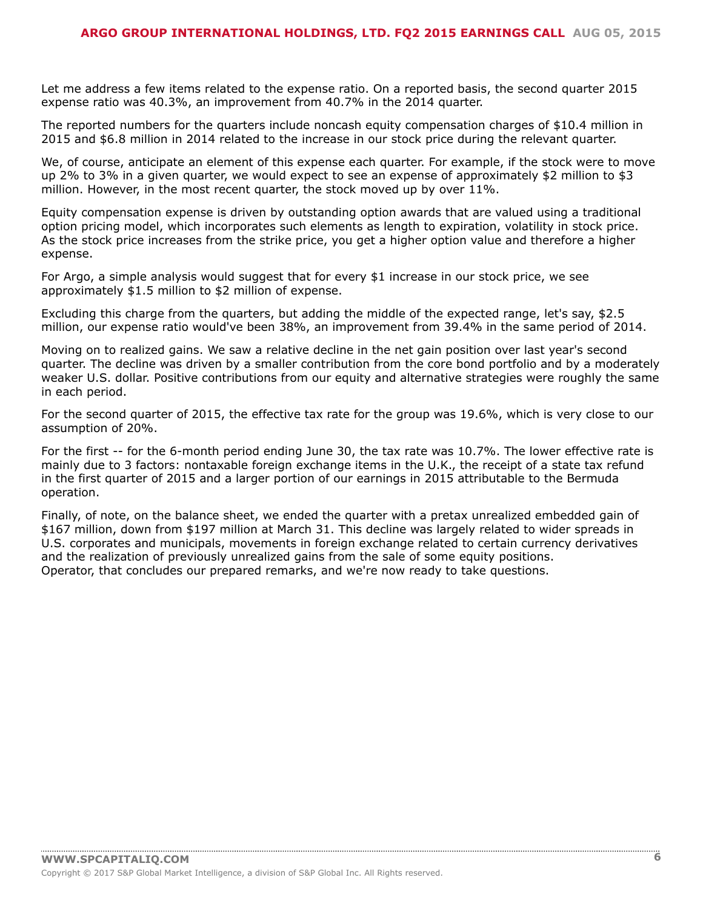Let me address a few items related to the expense ratio. On a reported basis, the second quarter 2015 expense ratio was 40.3%, an improvement from 40.7% in the 2014 quarter.

The reported numbers for the quarters include noncash equity compensation charges of $10.4 million in 2015 and $6.8 million in 2014 related to the increase in our stock price during the relevant quarter.

We, of course, anticipate an element of this expense each quarter. For example, if the stock were to move up 2% to 3% in a given quarter, we would expect to see an expense of approximately $2 million to $3 million. However, in the most recent quarter, the stock moved up by over 11%.

Equity compensation expense is driven by outstanding option awards that are valued using a traditional option pricing model, which incorporates such elements as length to expiration, volatility in stock price. As the stock price increases from the strike price, you get a higher option value and therefore a higher expense.

For Argo, a simple analysis would suggest that for every $1 increase in our stock price, we see approximately $1.5 million to $2 million of expense.

Excluding this charge from the quarters, but adding the middle of the expected range, let's say, $2.5 million, our expense ratio would've been 38%, an improvement from 39.4% in the same period of 2014.

Moving on to realized gains. We saw a relative decline in the net gain position over last year's second quarter. The decline was driven by a smaller contribution from the core bond portfolio and by a moderately weaker U.S. dollar. Positive contributions from our equity and alternative strategies were roughly the same in each period.

For the second quarter of 2015, the effective tax rate for the group was 19.6%, which is very close to our assumption of 20%.

For the first -- for the 6-month period ending June 30, the tax rate was 10.7%. The lower effective rate is mainly due to 3 factors: nontaxable foreign exchange items in the U.K., the receipt of a state tax refund in the first quarter of 2015 and a larger portion of our earnings in 2015 attributable to the Bermuda operation.

Finally, of note, on the balance sheet, we ended the quarter with a pretax unrealized embedded gain of $167 million, down from $197 million at March 31. This decline was largely related to wider spreads in U.S. corporates and municipals, movements in foreign exchange related to certain currency derivatives and the realization of previously unrealized gains from the sale of some equity positions.
Operator, that concludes our prepared remarks, and we're now ready to take questions.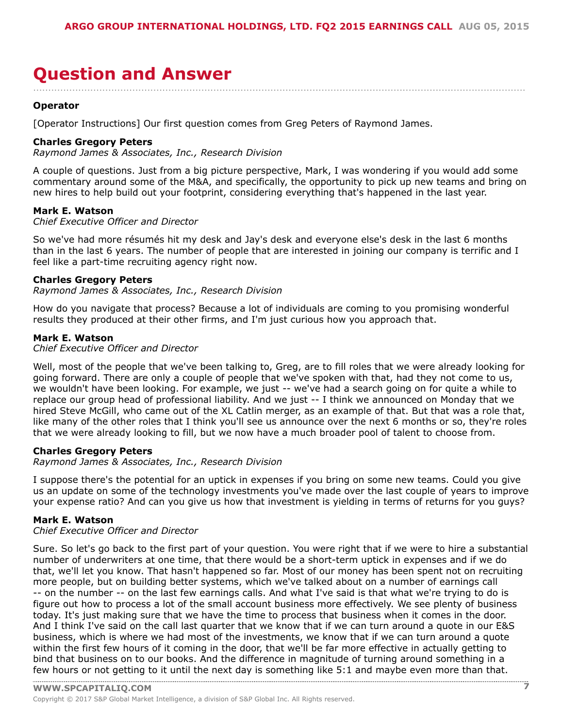# Question and Answer

**Operator**

[Operator Instructions] Our first question comes from Greg Peters of Raymond James.

**Charles Gregory Peters**
*Raymond James & Associates, Inc., Research Division*

A couple of questions. Just from a big picture perspective, Mark, I was wondering if you would add some commentary around some of the M&A, and specifically, the opportunity to pick up new teams and bring on new hires to help build out your footprint, considering everything that's happened in the last year.

**Mark E. Watson**
*Chief Executive Officer and Director*

So we've had more résumés hit my desk and Jay's desk and everyone else's desk in the last 6 months than in the last 6 years. The number of people that are interested in joining our company is terrific and I feel like a part-time recruiting agency right now.

**Charles Gregory Peters**
*Raymond James & Associates, Inc., Research Division*

How do you navigate that process? Because a lot of individuals are coming to you promising wonderful results they produced at their other firms, and I'm just curious how you approach that.

**Mark E. Watson**
*Chief Executive Officer and Director*

Well, most of the people that we've been talking to, Greg, are to fill roles that we were already looking for going forward. There are only a couple of people that we've spoken with that, had they not come to us, we wouldn't have been looking. For example, we just -- we've had a search going on for quite a while to replace our group head of professional liability. And we just -- I think we announced on Monday that we hired Steve McGill, who came out of the XL Catlin merger, as an example of that. But that was a role that, like many of the other roles that I think you'll see us announce over the next 6 months or so, they're roles that we were already looking to fill, but we now have a much broader pool of talent to choose from.

**Charles Gregory Peters**
*Raymond James & Associates, Inc., Research Division*

I suppose there's the potential for an uptick in expenses if you bring on some new teams. Could you give us an update on some of the technology investments you've made over the last couple of years to improve your expense ratio? And can you give us how that investment is yielding in terms of returns for you guys?

**Mark E. Watson**
*Chief Executive Officer and Director*

Sure. So let's go back to the first part of your question. You were right that if we were to hire a substantial number of underwriters at one time, that there would be a short-term uptick in expenses and if we do that, we'll let you know. That hasn't happened so far. Most of our money has been spent not on recruiting more people, but on building better systems, which we've talked about on a number of earnings call -- on the number -- on the last few earnings calls. And what I've said is that what we're trying to do is figure out how to process a lot of the small account business more effectively. We see plenty of business today. It's just making sure that we have the time to process that business when it comes in the door. And I think I've said on the call last quarter that we know that if we can turn around a quote in our E&S business, which is where we had most of the investments, we know that if we can turn around a quote within the first few hours of it coming in the door, that we'll be far more effective in actually getting to bind that business on to our books. And the difference in magnitude of turning around something in a few hours or not getting to it until the next day is something like 5:1 and maybe even more than that.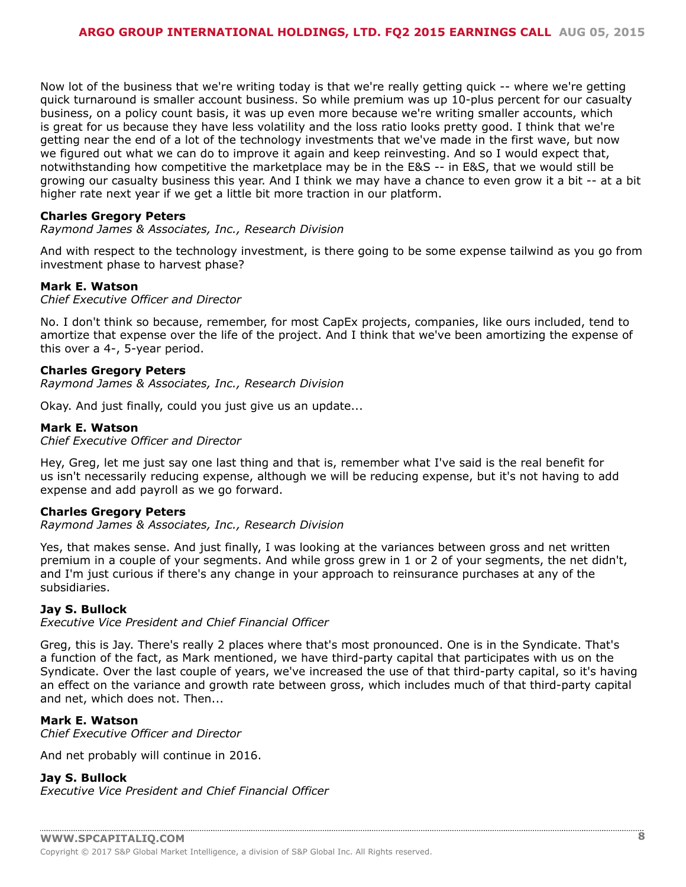Now lot of the business that we're writing today is that we're really getting quick -- where we're getting quick turnaround is smaller account business. So while premium was up 10-plus percent for our casualty business, on a policy count basis, it was up even more because we're writing smaller accounts, which is great for us because they have less volatility and the loss ratio looks pretty good. I think that we're getting near the end of a lot of the technology investments that we've made in the first wave, but now we figured out what we can do to improve it again and keep reinvesting. And so I would expect that, notwithstanding how competitive the marketplace may be in the E&S -- in E&S, that we would still be growing our casualty business this year. And I think we may have a chance to even grow it a bit -- at a bit higher rate next year if we get a little bit more traction in our platform.

**Charles Gregory Peters**
*Raymond James & Associates, Inc., Research Division*

And with respect to the technology investment, is there going to be some expense tailwind as you go from investment phase to harvest phase?

**Mark E. Watson**
*Chief Executive Officer and Director*

No. I don't think so because, remember, for most CapEx projects, companies, like ours included, tend to amortize that expense over the life of the project. And I think that we've been amortizing the expense of this over a 4-, 5-year period.

**Charles Gregory Peters**
*Raymond James & Associates, Inc., Research Division*

Okay. And just finally, could you just give us an update...

**Mark E. Watson**
*Chief Executive Officer and Director*

Hey, Greg, let me just say one last thing and that is, remember what I've said is the real benefit for us isn't necessarily reducing expense, although we will be reducing expense, but it's not having to add expense and add payroll as we go forward.

**Charles Gregory Peters**
*Raymond James & Associates, Inc., Research Division*

Yes, that makes sense. And just finally, I was looking at the variances between gross and net written premium in a couple of your segments. And while gross grew in 1 or 2 of your segments, the net didn't, and I'm just curious if there's any change in your approach to reinsurance purchases at any of the subsidiaries.

**Jay S. Bullock**
*Executive Vice President and Chief Financial Officer*

Greg, this is Jay. There's really 2 places where that's most pronounced. One is in the Syndicate. That's a function of the fact, as Mark mentioned, we have third-party capital that participates with us on the Syndicate. Over the last couple of years, we've increased the use of that third-party capital, so it's having an effect on the variance and growth rate between gross, which includes much of that third-party capital and net, which does not. Then...

**Mark E. Watson**
*Chief Executive Officer and Director*

And net probably will continue in 2016.

**Jay S. Bullock**
*Executive Vice President and Chief Financial Officer*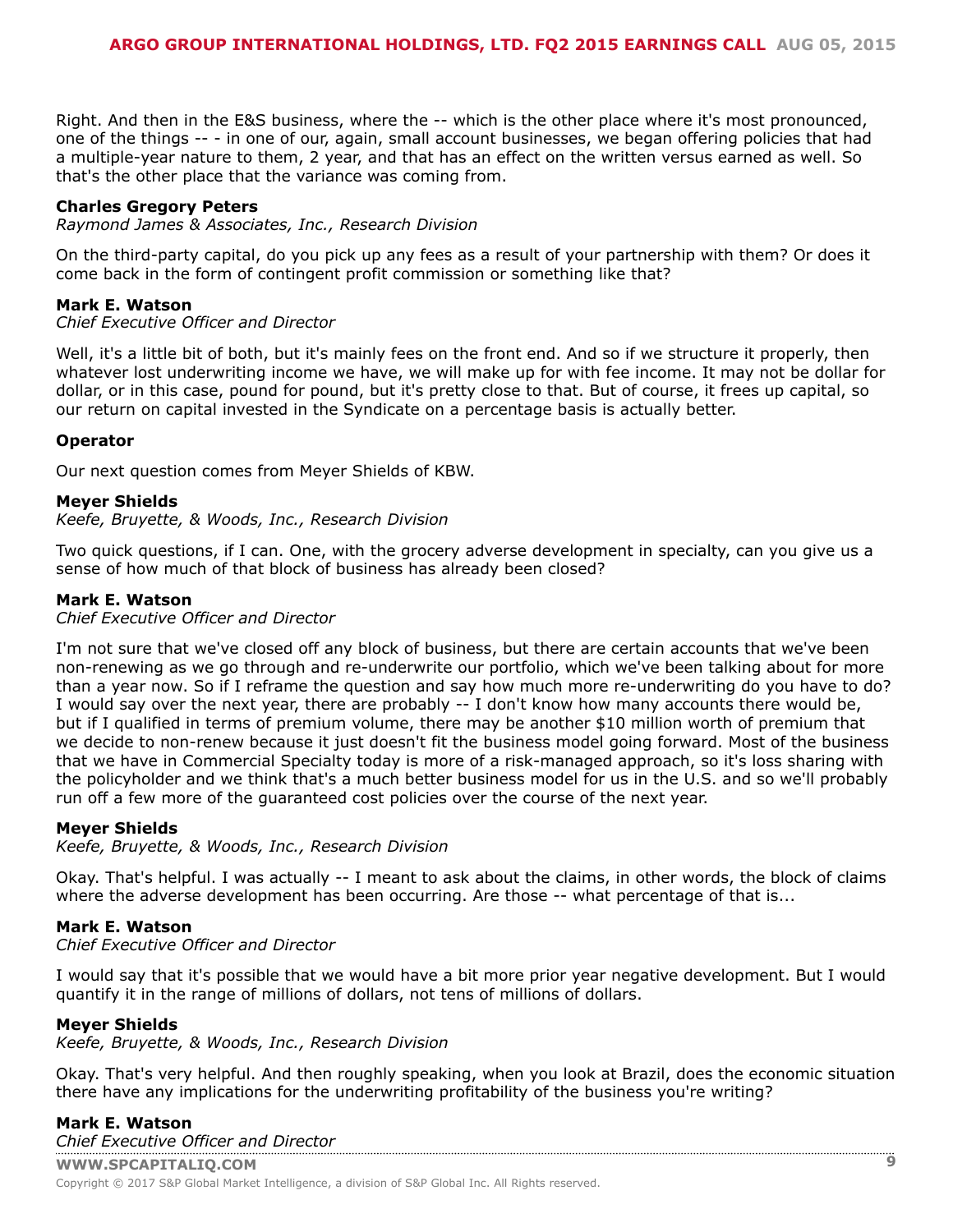Right. And then in the E&S business, where the -- which is the other place where it's most pronounced, one of the things -- - in one of our, again, small account businesses, we began offering policies that had a multiple-year nature to them, 2 year, and that has an effect on the written versus earned as well. So that's the other place that the variance was coming from.

**Charles Gregory Peters**
*Raymond James & Associates, Inc., Research Division*

On the third-party capital, do you pick up any fees as a result of your partnership with them? Or does it come back in the form of contingent profit commission or something like that?

**Mark E. Watson**
*Chief Executive Officer and Director*

Well, it's a little bit of both, but it's mainly fees on the front end. And so if we structure it properly, then whatever lost underwriting income we have, we will make up for with fee income. It may not be dollar for dollar, or in this case, pound for pound, but it's pretty close to that. But of course, it frees up capital, so our return on capital invested in the Syndicate on a percentage basis is actually better.

**Operator**

Our next question comes from Meyer Shields of KBW.

**Meyer Shields**
*Keefe, Bruyette, & Woods, Inc., Research Division*

Two quick questions, if I can. One, with the grocery adverse development in specialty, can you give us a sense of how much of that block of business has already been closed?

**Mark E. Watson**
*Chief Executive Officer and Director*

I'm not sure that we've closed off any block of business, but there are certain accounts that we've been non-renewing as we go through and re-underwrite our portfolio, which we've been talking about for more than a year now. So if I reframe the question and say how much more re-underwriting do you have to do? I would say over the next year, there are probably -- I don't know how many accounts there would be, but if I qualified in terms of premium volume, there may be another $10 million worth of premium that we decide to non-renew because it just doesn't fit the business model going forward. Most of the business that we have in Commercial Specialty today is more of a risk-managed approach, so it's loss sharing with the policyholder and we think that's a much better business model for us in the U.S. and so we'll probably run off a few more of the guaranteed cost policies over the course of the next year.

**Meyer Shields**
*Keefe, Bruyette, & Woods, Inc., Research Division*

Okay. That's helpful. I was actually -- I meant to ask about the claims, in other words, the block of claims where the adverse development has been occurring. Are those -- what percentage of that is...

**Mark E. Watson**
*Chief Executive Officer and Director*

I would say that it's possible that we would have a bit more prior year negative development. But I would quantify it in the range of millions of dollars, not tens of millions of dollars.

**Meyer Shields**
*Keefe, Bruyette, & Woods, Inc., Research Division*

Okay. That's very helpful. And then roughly speaking, when you look at Brazil, does the economic situation there have any implications for the underwriting profitability of the business you're writing?

**Mark E. Watson**
*Chief Executive Officer and Director*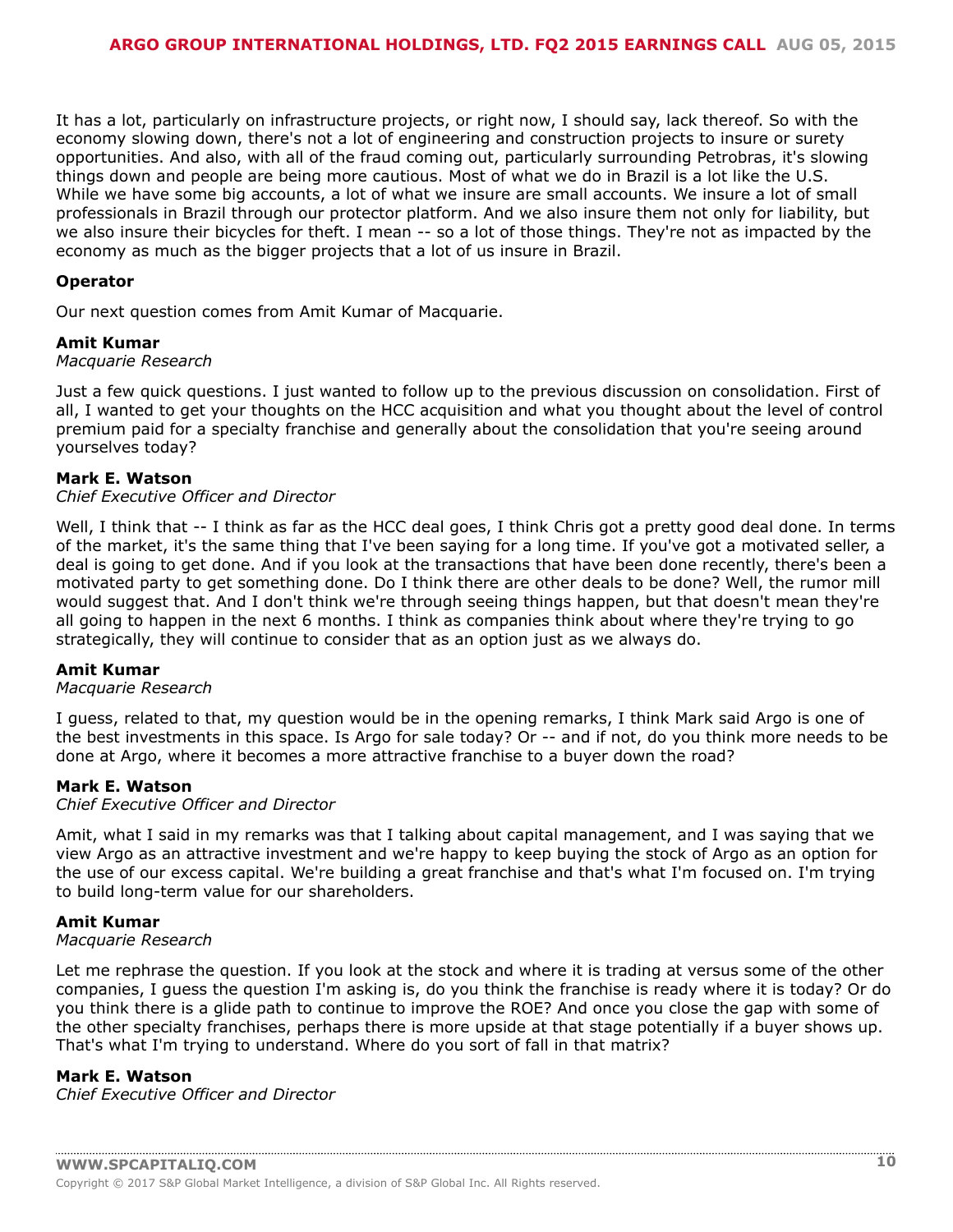It has a lot, particularly on infrastructure projects, or right now, I should say, lack thereof. So with the economy slowing down, there's not a lot of engineering and construction projects to insure or surety opportunities. And also, with all of the fraud coming out, particularly surrounding Petrobras, it's slowing things down and people are being more cautious. Most of what we do in Brazil is a lot like the U.S. While we have some big accounts, a lot of what we insure are small accounts. We insure a lot of small professionals in Brazil through our protector platform. And we also insure them not only for liability, but we also insure their bicycles for theft. I mean -- so a lot of those things. They're not as impacted by the economy as much as the bigger projects that a lot of us insure in Brazil.

**Operator**

Our next question comes from Amit Kumar of Macquarie.

**Amit Kumar**
*Macquarie Research*

Just a few quick questions. I just wanted to follow up to the previous discussion on consolidation. First of all, I wanted to get your thoughts on the HCC acquisition and what you thought about the level of control premium paid for a specialty franchise and generally about the consolidation that you're seeing around yourselves today?

**Mark E. Watson**
*Chief Executive Officer and Director*

Well, I think that -- I think as far as the HCC deal goes, I think Chris got a pretty good deal done. In terms of the market, it's the same thing that I've been saying for a long time. If you've got a motivated seller, a deal is going to get done. And if you look at the transactions that have been done recently, there's been a motivated party to get something done. Do I think there are other deals to be done? Well, the rumor mill would suggest that. And I don't think we're through seeing things happen, but that doesn't mean they're all going to happen in the next 6 months. I think as companies think about where they're trying to go strategically, they will continue to consider that as an option just as we always do.

**Amit Kumar**
*Macquarie Research*

I guess, related to that, my question would be in the opening remarks, I think Mark said Argo is one of the best investments in this space. Is Argo for sale today? Or -- and if not, do you think more needs to be done at Argo, where it becomes a more attractive franchise to a buyer down the road?

**Mark E. Watson**
*Chief Executive Officer and Director*

Amit, what I said in my remarks was that I talking about capital management, and I was saying that we view Argo as an attractive investment and we're happy to keep buying the stock of Argo as an option for the use of our excess capital. We're building a great franchise and that's what I'm focused on. I'm trying to build long-term value for our shareholders.

**Amit Kumar**
*Macquarie Research*

Let me rephrase the question. If you look at the stock and where it is trading at versus some of the other companies, I guess the question I'm asking is, do you think the franchise is ready where it is today? Or do you think there is a glide path to continue to improve the ROE? And once you close the gap with some of the other specialty franchises, perhaps there is more upside at that stage potentially if a buyer shows up. That's what I'm trying to understand. Where do you sort of fall in that matrix?

**Mark E. Watson**
*Chief Executive Officer and Director*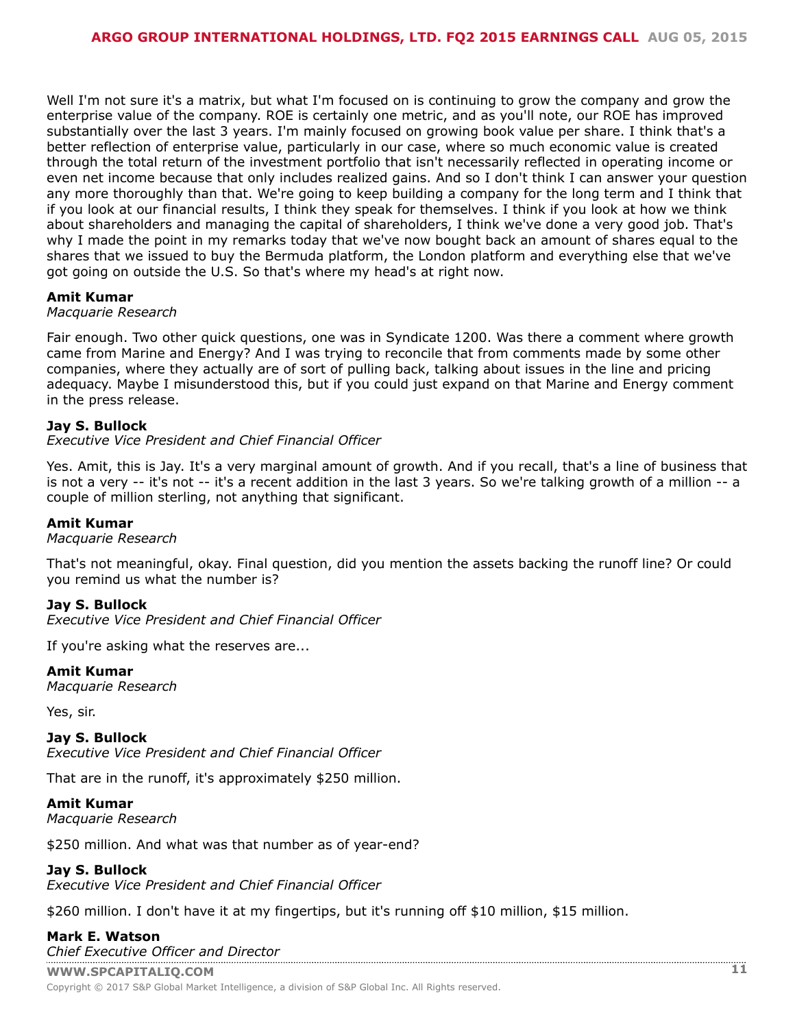Well I'm not sure it's a matrix, but what I'm focused on is continuing to grow the company and grow the enterprise value of the company. ROE is certainly one metric, and as you'll note, our ROE has improved substantially over the last 3 years. I'm mainly focused on growing book value per share. I think that's a better reflection of enterprise value, particularly in our case, where so much economic value is created through the total return of the investment portfolio that isn't necessarily reflected in operating income or even net income because that only includes realized gains. And so I don't think I can answer your question any more thoroughly than that. We're going to keep building a company for the long term and I think that if you look at our financial results, I think they speak for themselves. I think if you look at how we think about shareholders and managing the capital of shareholders, I think we've done a very good job. That's why I made the point in my remarks today that we've now bought back an amount of shares equal to the shares that we issued to buy the Bermuda platform, the London platform and everything else that we've got going on outside the U.S. So that's where my head's at right now.

**Amit Kumar**
*Macquarie Research*

Fair enough. Two other quick questions, one was in Syndicate 1200. Was there a comment where growth came from Marine and Energy? And I was trying to reconcile that from comments made by some other companies, where they actually are of sort of pulling back, talking about issues in the line and pricing adequacy. Maybe I misunderstood this, but if you could just expand on that Marine and Energy comment in the press release.

**Jay S. Bullock**
*Executive Vice President and Chief Financial Officer*

Yes. Amit, this is Jay. It's a very marginal amount of growth. And if you recall, that's a line of business that is not a very -- it's not -- it's a recent addition in the last 3 years. So we're talking growth of a million -- a couple of million sterling, not anything that significant.

**Amit Kumar**
*Macquarie Research*

That's not meaningful, okay. Final question, did you mention the assets backing the runoff line? Or could you remind us what the number is?

**Jay S. Bullock**
*Executive Vice President and Chief Financial Officer*

If you're asking what the reserves are...

**Amit Kumar**
*Macquarie Research*

Yes, sir.

**Jay S. Bullock**
*Executive Vice President and Chief Financial Officer*

That are in the runoff, it's approximately $250 million.

**Amit Kumar**
*Macquarie Research*

$250 million. And what was that number as of year-end?

**Jay S. Bullock**
*Executive Vice President and Chief Financial Officer*

$260 million. I don't have it at my fingertips, but it's running off $10 million, $15 million.

**Mark E. Watson**
*Chief Executive Officer and Director*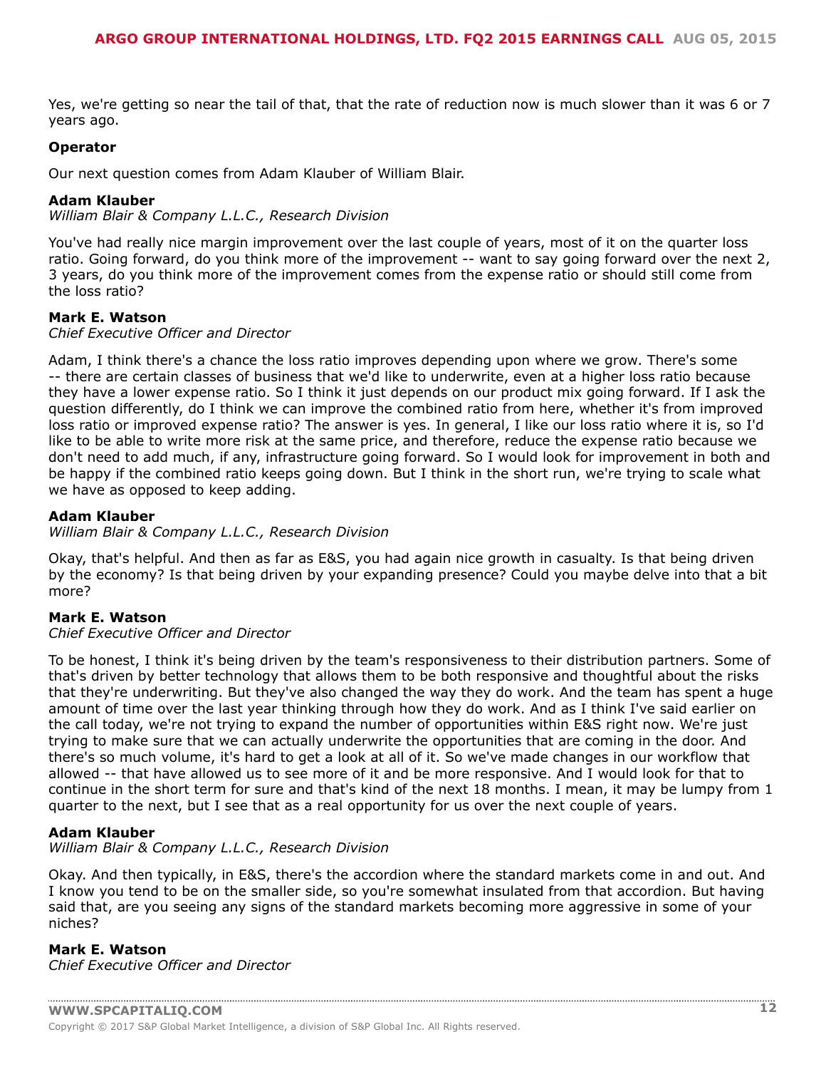Yes, we're getting so near the tail of that, that the rate of reduction now is much slower than it was 6 or 7 years ago.

**Operator**

Our next question comes from Adam Klauber of William Blair.

**Adam Klauber**
*William Blair & Company L.L.C., Research Division*

You've had really nice margin improvement over the last couple of years, most of it on the quarter loss ratio. Going forward, do you think more of the improvement -- want to say going forward over the next 2, 3 years, do you think more of the improvement comes from the expense ratio or should still come from the loss ratio?

**Mark E. Watson**
*Chief Executive Officer and Director*

Adam, I think there's a chance the loss ratio improves depending upon where we grow. There's some -- there are certain classes of business that we'd like to underwrite, even at a higher loss ratio because they have a lower expense ratio. So I think it just depends on our product mix going forward. If I ask the question differently, do I think we can improve the combined ratio from here, whether it's from improved loss ratio or improved expense ratio? The answer is yes. In general, I like our loss ratio where it is, so I'd like to be able to write more risk at the same price, and therefore, reduce the expense ratio because we don't need to add much, if any, infrastructure going forward. So I would look for improvement in both and be happy if the combined ratio keeps going down. But I think in the short run, we're trying to scale what we have as opposed to keep adding.

**Adam Klauber**
*William Blair & Company L.L.C., Research Division*

Okay, that's helpful. And then as far as E&S, you had again nice growth in casualty. Is that being driven by the economy? Is that being driven by your expanding presence? Could you maybe delve into that a bit more?

**Mark E. Watson**
*Chief Executive Officer and Director*

To be honest, I think it's being driven by the team's responsiveness to their distribution partners. Some of that's driven by better technology that allows them to be both responsive and thoughtful about the risks that they're underwriting. But they've also changed the way they do work. And the team has spent a huge amount of time over the last year thinking through how they do work. And as I think I've said earlier on the call today, we're not trying to expand the number of opportunities within E&S right now. We're just trying to make sure that we can actually underwrite the opportunities that are coming in the door. And there's so much volume, it's hard to get a look at all of it. So we've made changes in our workflow that allowed -- that have allowed us to see more of it and be more responsive. And I would look for that to continue in the short term for sure and that's kind of the next 18 months. I mean, it may be lumpy from 1 quarter to the next, but I see that as a real opportunity for us over the next couple of years.

**Adam Klauber**
*William Blair & Company L.L.C., Research Division*

Okay. And then typically, in E&S, there's the accordion where the standard markets come in and out. And I know you tend to be on the smaller side, so you're somewhat insulated from that accordion. But having said that, are you seeing any signs of the standard markets becoming more aggressive in some of your niches?

**Mark E. Watson**
*Chief Executive Officer and Director*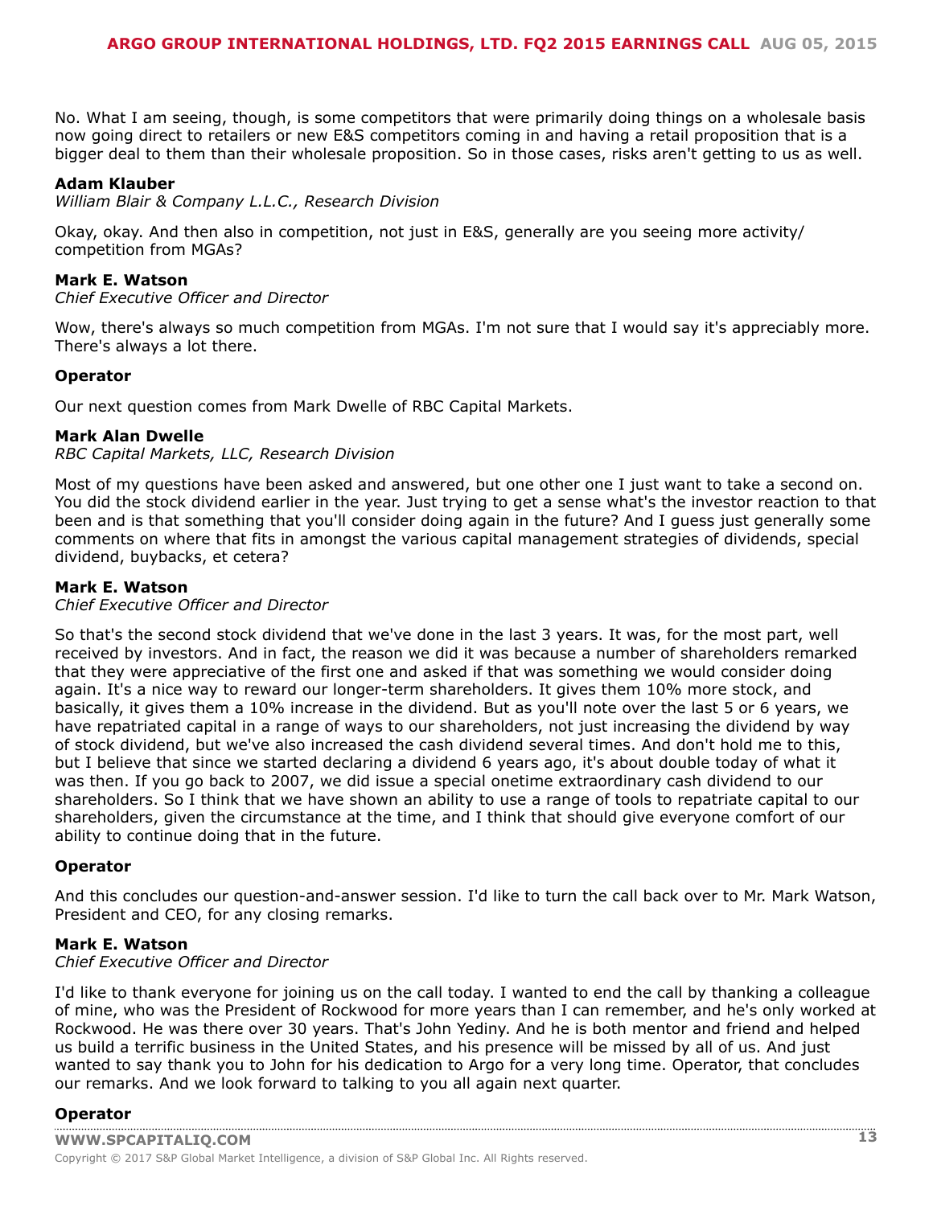No. What I am seeing, though, is some competitors that were primarily doing things on a wholesale basis now going direct to retailers or new E&S competitors coming in and having a retail proposition that is a bigger deal to them than their wholesale proposition. So in those cases, risks aren't getting to us as well.

**Adam Klauber**
*William Blair & Company L.L.C., Research Division*

Okay, okay. And then also in competition, not just in E&S, generally are you seeing more activity/ competition from MGAs?

**Mark E. Watson**
*Chief Executive Officer and Director*

Wow, there's always so much competition from MGAs. I'm not sure that I would say it's appreciably more. There's always a lot there.

**Operator**

Our next question comes from Mark Dwelle of RBC Capital Markets.

**Mark Alan Dwelle**
*RBC Capital Markets, LLC, Research Division*

Most of my questions have been asked and answered, but one other one I just want to take a second on. You did the stock dividend earlier in the year. Just trying to get a sense what's the investor reaction to that been and is that something that you'll consider doing again in the future? And I guess just generally some comments on where that fits in amongst the various capital management strategies of dividends, special dividend, buybacks, et cetera?

**Mark E. Watson**
*Chief Executive Officer and Director*

So that's the second stock dividend that we've done in the last 3 years. It was, for the most part, well received by investors. And in fact, the reason we did it was because a number of shareholders remarked that they were appreciative of the first one and asked if that was something we would consider doing again. It's a nice way to reward our longer-term shareholders. It gives them 10% more stock, and basically, it gives them a 10% increase in the dividend. But as you'll note over the last 5 or 6 years, we have repatriated capital in a range of ways to our shareholders, not just increasing the dividend by way of stock dividend, but we've also increased the cash dividend several times. And don't hold me to this, but I believe that since we started declaring a dividend 6 years ago, it's about double today of what it was then. If you go back to 2007, we did issue a special onetime extraordinary cash dividend to our shareholders. So I think that we have shown an ability to use a range of tools to repatriate capital to our shareholders, given the circumstance at the time, and I think that should give everyone comfort of our ability to continue doing that in the future.

**Operator**

And this concludes our question-and-answer session. I'd like to turn the call back over to Mr. Mark Watson, President and CEO, for any closing remarks.

**Mark E. Watson**
*Chief Executive Officer and Director*

I'd like to thank everyone for joining us on the call today. I wanted to end the call by thanking a colleague of mine, who was the President of Rockwood for more years than I can remember, and he's only worked at Rockwood. He was there over 30 years. That's John Yediny. And he is both mentor and friend and helped us build a terrific business in the United States, and his presence will be missed by all of us. And just wanted to say thank you to John for his dedication to Argo for a very long time. Operator, that concludes our remarks. And we look forward to talking to you all again next quarter.

**Operator**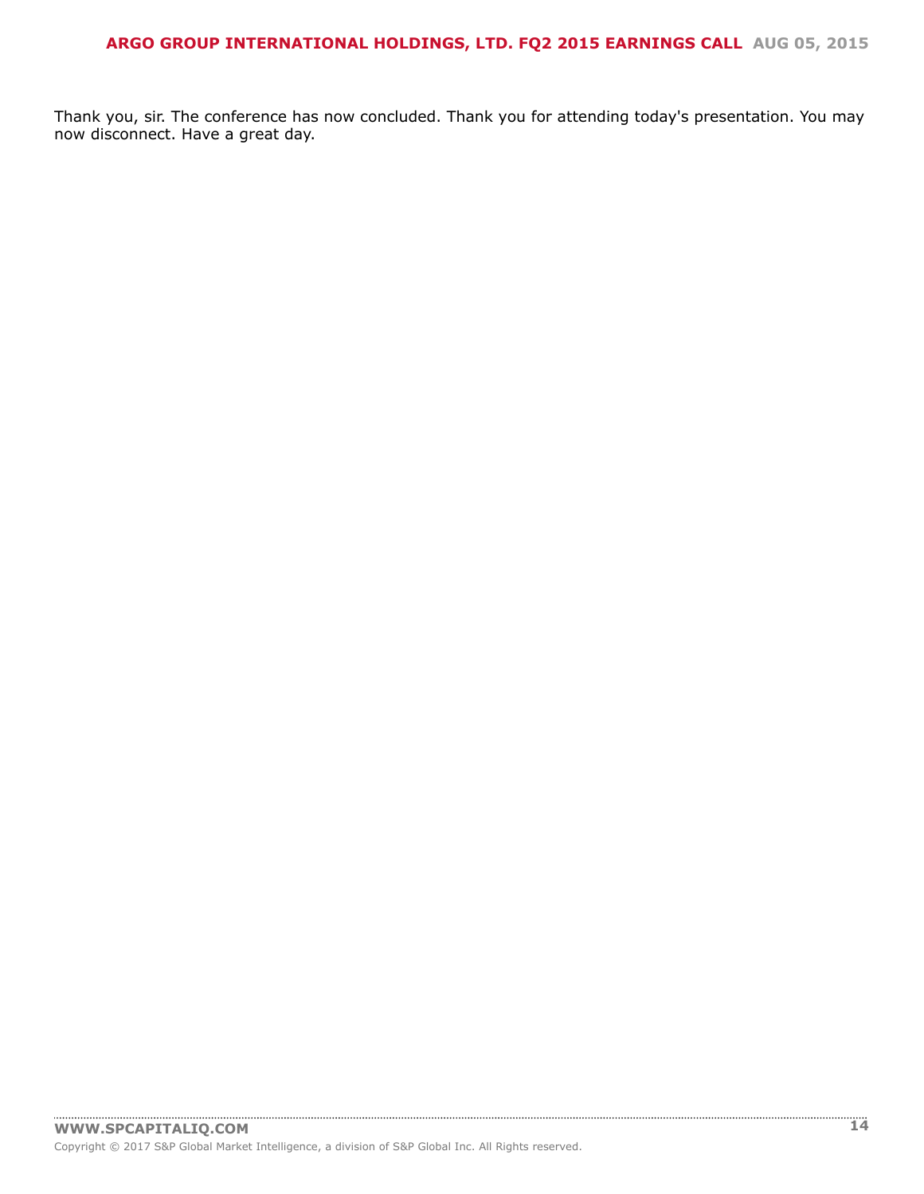Thank you, sir. The conference has now concluded. Thank you for attending today's presentation. You may now disconnect. Have a great day.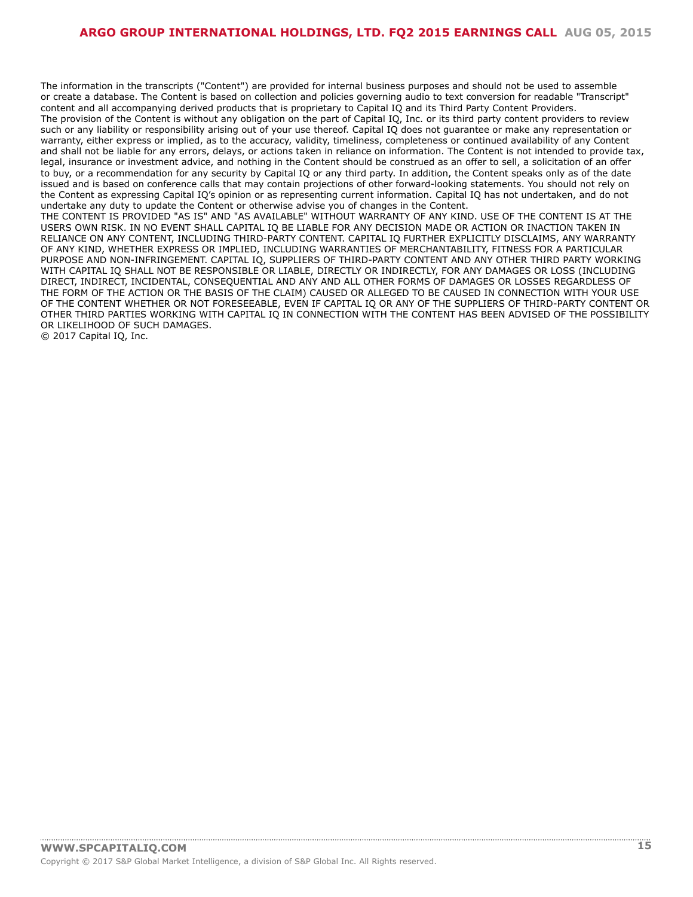The information in the transcripts ("Content") are provided for internal business purposes and should not be used to assemble or create a database. The Content is based on collection and policies governing audio to text conversion for readable "Transcript" content and all accompanying derived products that is proprietary to Capital IQ and its Third Party Content Providers.

The provision of the Content is without any obligation on the part of Capital IQ, Inc. or its third party content providers to review such or any liability or responsibility arising out of your use thereof. Capital IQ does not guarantee or make any representation or warranty, either express or implied, as to the accuracy, validity, timeliness, completeness or continued availability of any Content and shall not be liable for any errors, delays, or actions taken in reliance on information. The Content is not intended to provide tax, legal, insurance or investment advice, and nothing in the Content should be construed as an offer to sell, a solicitation of an offer to buy, or a recommendation for any security by Capital IQ or any third party. In addition, the Content speaks only as of the date issued and is based on conference calls that may contain projections of other forward-looking statements. You should not rely on the Content as expressing Capital IQ's opinion or as representing current information. Capital IQ has not undertaken, and do not undertake any duty to update the Content or otherwise advise you of changes in the Content.

THE CONTENT IS PROVIDED "AS IS" AND "AS AVAILABLE" WITHOUT WARRANTY OF ANY KIND. USE OF THE CONTENT IS AT THE USERS OWN RISK. IN NO EVENT SHALL CAPITAL IQ BE LIABLE FOR ANY DECISION MADE OR ACTION OR INACTION TAKEN IN RELIANCE ON ANY CONTENT, INCLUDING THIRD-PARTY CONTENT. CAPITAL IQ FURTHER EXPLICITLY DISCLAIMS, ANY WARRANTY OF ANY KIND, WHETHER EXPRESS OR IMPLIED, INCLUDING WARRANTIES OF MERCHANTABILITY, FITNESS FOR A PARTICULAR PURPOSE AND NON-INFRINGEMENT. CAPITAL IQ, SUPPLIERS OF THIRD-PARTY CONTENT AND ANY OTHER THIRD PARTY WORKING WITH CAPITAL IQ SHALL NOT BE RESPONSIBLE OR LIABLE, DIRECTLY OR INDIRECTLY, FOR ANY DAMAGES OR LOSS (INCLUDING DIRECT, INDIRECT, INCIDENTAL, CONSEQUENTIAL AND ANY AND ALL OTHER FORMS OF DAMAGES OR LOSSES REGARDLESS OF THE FORM OF THE ACTION OR THE BASIS OF THE CLAIM) CAUSED OR ALLEGED TO BE CAUSED IN CONNECTION WITH YOUR USE OF THE CONTENT WHETHER OR NOT FORESEEABLE, EVEN IF CAPITAL IQ OR ANY OF THE SUPPLIERS OF THIRD-PARTY CONTENT OR OTHER THIRD PARTIES WORKING WITH CAPITAL IQ IN CONNECTION WITH THE CONTENT HAS BEEN ADVISED OF THE POSSIBILITY OR LIKELIHOOD OF SUCH DAMAGES.

© 2017 Capital IQ, Inc.